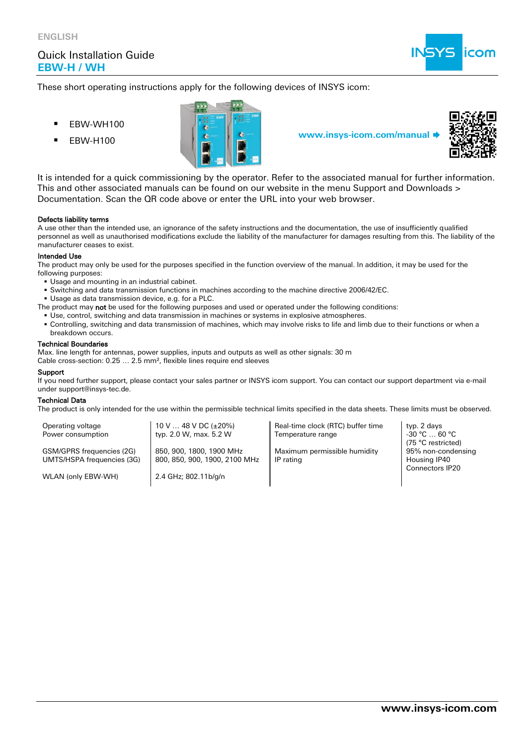ENGLISH

# Quick Installation Guide
## EBW-H / WH

These short operating instructions apply for the following devices of INSYS icom:

- EBW-WH100
- EBW-H100

www.insys-icom.com/manual

It is intended for a quick commissioning by the operator. Refer to the associated manual for further information. This and other associated manuals can be found on our website in the menu Support and Downloads > Documentation. Scan the QR code above or enter the URL into your web browser.

### Defects liability terms

A use other than the intended use, an ignorance of the safety instructions and the documentation, the use of insufficiently qualified personnel as well as unauthorised modifications exclude the liability of the manufacturer for damages resulting from this. The liability of the manufacturer ceases to exist.

### Intended Use

The product may only be used for the purposes specified in the function overview of the manual. In addition, it may be used for the following purposes:

- Usage and mounting in an industrial cabinet.
- Switching and data transmission functions in machines according to the machine directive 2006/42/EC.
- Usage as data transmission device, e.g. for a PLC.

The product may **not** be used for the following purposes and used or operated under the following conditions:

- Use, control, switching and data transmission in machines or systems in explosive atmospheres.
- Controlling, switching and data transmission of machines, which may involve risks to life and limb due to their functions or when a breakdown occurs.

### Technical Boundaries

Max. line length for antennas, power supplies, inputs and outputs as well as other signals: 30 m
Cable cross-section: 0.25 … 2.5 mm², flexible lines require end sleeves

### Support

If you need further support, please contact your sales partner or INSYS icom support. You can contact our support department via e-mail under support@insys-tec.de.

### Technical Data

The product is only intended for the use within the permissible technical limits specified in the data sheets. These limits must be observed.

| | | | |
|---|---|---|---|
| Operating voltage | 10 V … 48 V DC (±20%) | Real-time clock (RTC) buffer time | typ. 2 days |
| Power consumption | typ. 2.0 W, max. 5.2 W | Temperature range | -30 °C … 60 °C (75 °C restricted) |
| GSM/GPRS frequencies (2G) | 850, 900, 1800, 1900 MHz | Maximum permissible humidity | 95% non-condensing |
| UMTS/HSPA frequencies (3G) | 800, 850, 900, 1900, 2100 MHz | IP rating | Housing IP40<br>Connectors IP20 |
| WLAN (only EBW-WH) | 2.4 GHz; 802.11b/g/n | | |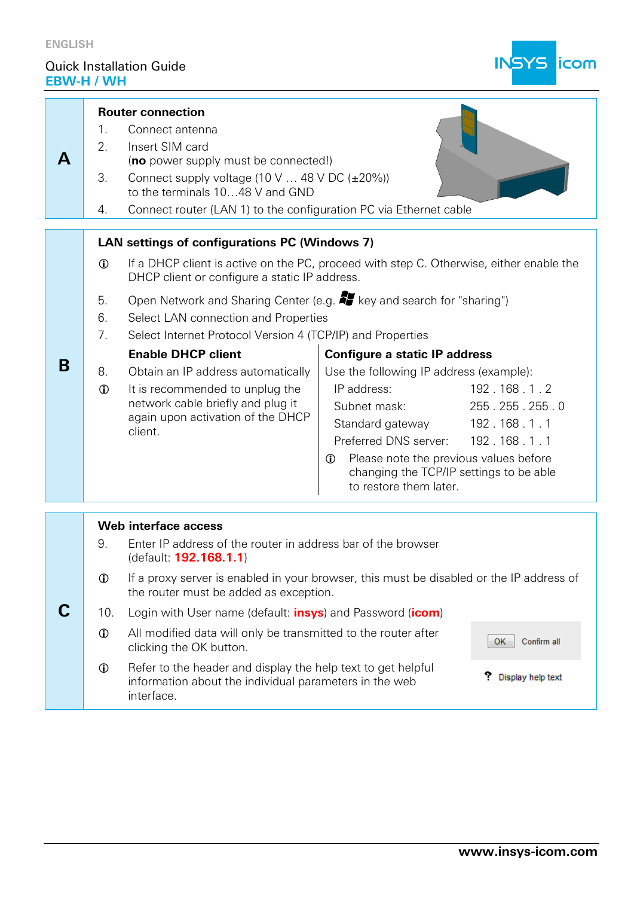ENGLISH

Quick Installation Guide
**EBW-H / WH**

## A

**Router connection**

1. Connect antenna
2. Insert SIM card
   (**no** power supply must be connected!)
3. Connect supply voltage (10 V … 48 V DC (±20%))
   to the terminals 10…48 V and GND
4. Connect router (LAN 1) to the configuration PC via Ethernet cable

## B

**LAN settings of configurations PC (Windows 7)**

ⓘ If a DHCP client is active on the PC, proceed with step C. Otherwise, either enable the DHCP client or configure a static IP address.

5. Open Network and Sharing Center (e.g. key and search for "sharing")
6. Select LAN connection and Properties
7. Select Internet Protocol Version 4 (TCP/IP) and Properties

**Enable DHCP client**

8. Obtain an IP address automatically

ⓘ It is recommended to unplug the network cable briefly and plug it again upon activation of the DHCP client.

**Configure a static IP address**

Use the following IP address (example):

| | |
|---|---|
| IP address: | 192 . 168 . 1 . 2 |
| Subnet mask: | 255 . 255 . 255 . 0 |
| Standard gateway | 192 . 168 . 1 . 1 |
| Preferred DNS server: | 192 . 168 . 1 . 1 |

ⓘ Please note the previous values before changing the TCP/IP settings to be able to restore them later.

## C

**Web interface access**

9. Enter IP address of the router in address bar of the browser
   (default: **192.168.1.1**)

ⓘ If a proxy server is enabled in your browser, this must be disabled or the IP address of the router must be added as exception.

10. Login with User name (default: **insys**) and Password (**icom**)

ⓘ All modified data will only be transmitted to the router after clicking the OK button.

OK Confirm all

ⓘ Refer to the header and display the help text to get helpful information about the individual parameters in the web interface.

? Display help text

**www.insys-icom.com**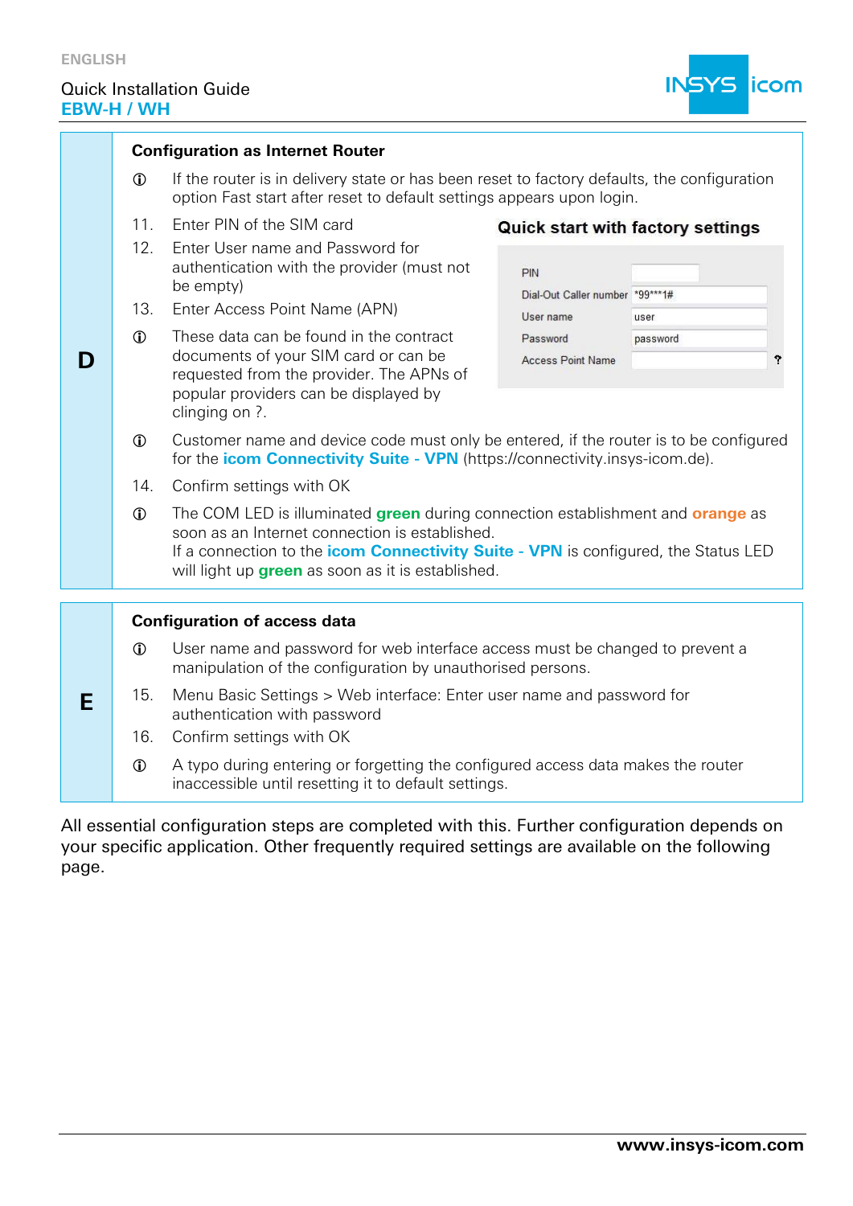## D

### Configuration as Internet Router

ⓘ If the router is in delivery state or has been reset to factory defaults, the configuration option Fast start after reset to default settings appears upon login.

11. Enter PIN of the SIM card
12. Enter User name and Password for authentication with the provider (must not be empty)
13. Enter Access Point Name (APN)

ⓘ These data can be found in the contract documents of your SIM card or can be requested from the provider. The APNs of popular providers can be displayed by clinging on ?.

**Quick start with factory settings**

| Field | Value |
|---|---|
| PIN | |
| Dial-Out Caller number | *99***1# |
| User name | user |
| Password | password |
| Access Point Name | |

ⓘ Customer name and device code must only be entered, if the router is to be configured for the **icom Connectivity Suite - VPN** (https://connectivity.insys-icom.de).

14. Confirm settings with OK

ⓘ The COM LED is illuminated **green** during connection establishment and **orange** as soon as an Internet connection is established.
If a connection to the **icom Connectivity Suite - VPN** is configured, the Status LED will light up **green** as soon as it is established.

## E

### Configuration of access data

ⓘ User name and password for web interface access must be changed to prevent a manipulation of the configuration by unauthorised persons.

15. Menu Basic Settings > Web interface: Enter user name and password for authentication with password
16. Confirm settings with OK

ⓘ A typo during entering or forgetting the configured access data makes the router inaccessible until resetting it to default settings.

All essential configuration steps are completed with this. Further configuration depends on your specific application. Other frequently required settings are available on the following page.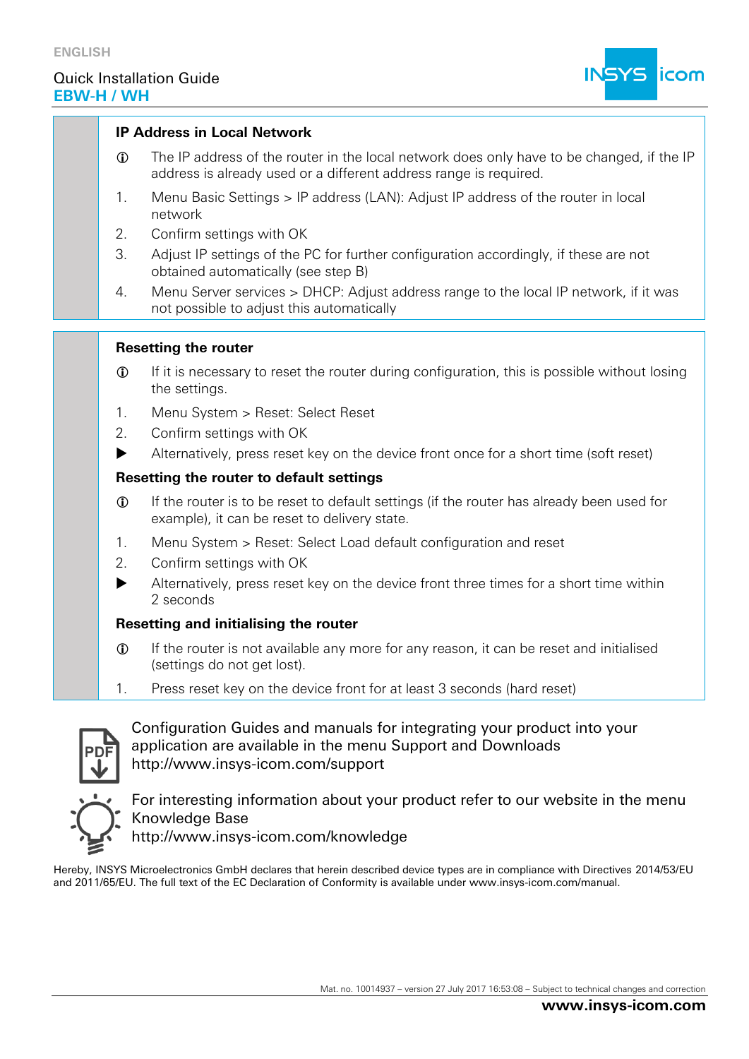### IP Address in Local Network

ⓘ The IP address of the router in the local network does only have to be changed, if the IP address is already used or a different address range is required.

1. Menu Basic Settings > IP address (LAN): Adjust IP address of the router in local network
2. Confirm settings with OK
3. Adjust IP settings of the PC for further configuration accordingly, if these are not obtained automatically (see step B)
4. Menu Server services > DHCP: Adjust address range to the local IP network, if it was not possible to adjust this automatically

### Resetting the router

ⓘ If it is necessary to reset the router during configuration, this is possible without losing the settings.

1. Menu System > Reset: Select Reset
2. Confirm settings with OK

▶ Alternatively, press reset key on the device front once for a short time (soft reset)

### Resetting the router to default settings

ⓘ If the router is to be reset to default settings (if the router has already been used for example), it can be reset to delivery state.

1. Menu System > Reset: Select Load default configuration and reset
2. Confirm settings with OK

▶ Alternatively, press reset key on the device front three times for a short time within 2 seconds

### Resetting and initialising the router

ⓘ If the router is not available any more for any reason, it can be reset and initialised (settings do not get lost).

1. Press reset key on the device front for at least 3 seconds (hard reset)

Configuration Guides and manuals for integrating your product into your application are available in the menu Support and Downloads
http://www.insys-icom.com/support

For interesting information about your product refer to our website in the menu Knowledge Base
http://www.insys-icom.com/knowledge

Hereby, INSYS Microelectronics GmbH declares that herein described device types are in compliance with Directives 2014/53/EU and 2011/65/EU. The full text of the EC Declaration of Conformity is available under www.insys-icom.com/manual.

Mat. no. 10014937 – version 27 July 2017 16:53:08 – Subject to technical changes and correction